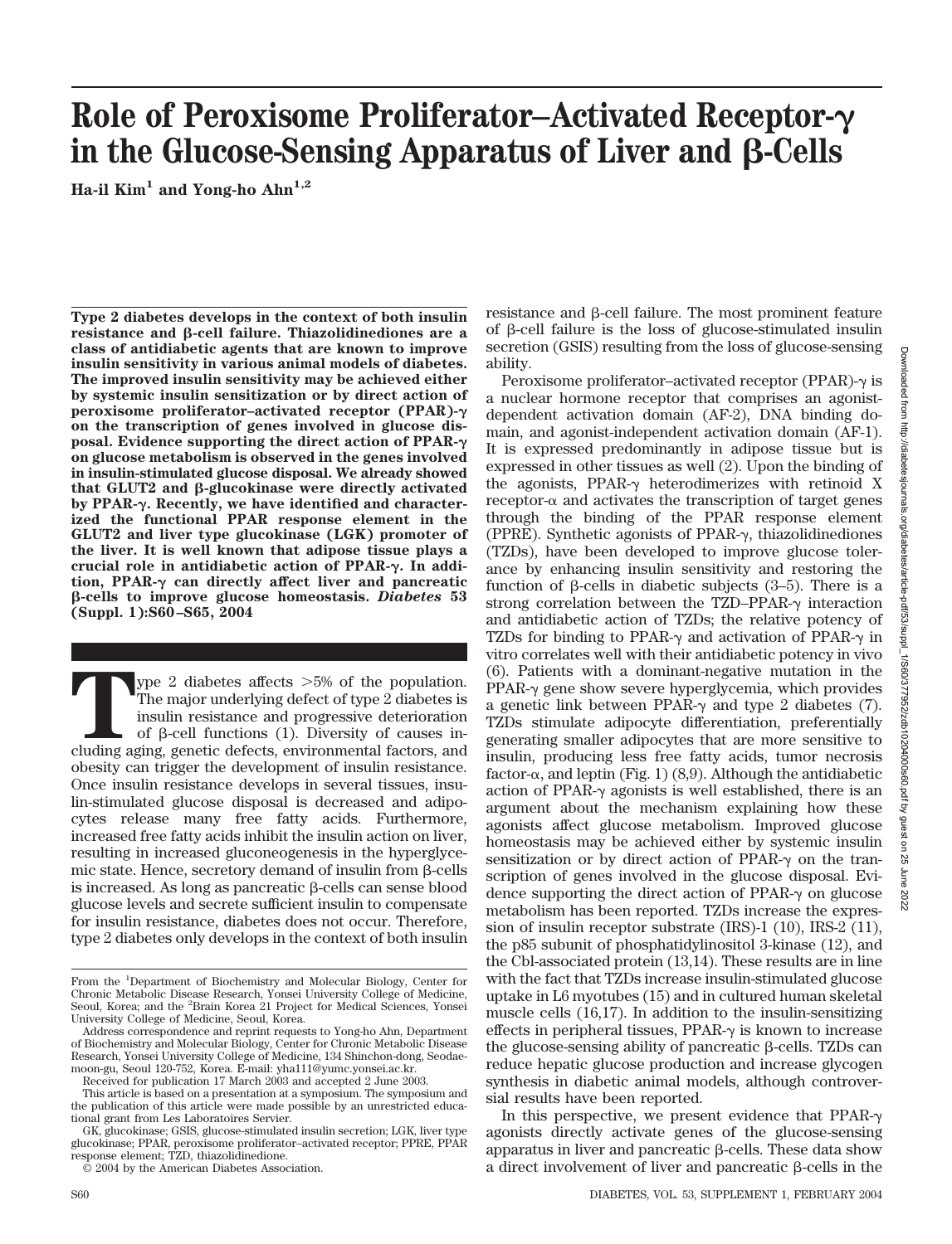# Role of Peroxisome Proliferator–Activated Receptor-γ in the Glucose-Sensing Apparatus of Liver and β-Cells

**Ha-il Kim[1] and Yong-ho Ahn[1,2]**

**Type 2 diabetes develops in the context of both insulin resistance and β-cell failure. Thiazolidinediones are a class of antidiabetic agents that are known to improve insulin sensitivity in various animal models of diabetes. The improved insulin sensitivity may be achieved either by systemic insulin sensitization or by direct action of peroxisome proliferator–activated receptor (PPAR)-γ on the transcription of genes involved in glucose disposal. Evidence supporting the direct action of PPAR-γ on glucose metabolism is observed in the genes involved in insulin-stimulated glucose disposal. We already showed that GLUT2 and β-glucokinase were directly activated by PPAR-γ. Recently, we have identified and characterized the functional PPAR response element in the GLUT2 and liver type glucokinase (LGK) promoter of the liver. It is well known that adipose tissue plays a crucial role in antidiabetic action of PPAR-γ. In addition, PPAR-γ can directly affect liver and pancreatic β-cells to improve glucose homeostasis. *Diabetes* 53 (Suppl. 1):S60–S65, 2004**

Type 2 diabetes affects >5% of the population. The major underlying defect of type 2 diabetes is insulin resistance and progressive deterioration of β-cell functions (1). Diversity of causes including aging, genetic defects, environmental factors, and obesity can trigger the development of insulin resistance. Once insulin resistance develops in several tissues, insulin-stimulated glucose disposal is decreased and adipocytes release many free fatty acids. Furthermore, increased free fatty acids inhibit the insulin action on liver, resulting in increased gluconeogenesis in the hyperglycemic state. Hence, secretory demand of insulin from β-cells is increased. As long as pancreatic β-cells can sense blood glucose levels and secrete sufficient insulin to compensate for insulin resistance, diabetes does not occur. Therefore, type 2 diabetes only develops in the context of both insulin resistance and β-cell failure. The most prominent feature of β-cell failure is the loss of glucose-stimulated insulin secretion (GSIS) resulting from the loss of glucose-sensing ability.

Peroxisome proliferator–activated receptor (PPAR)-γ is a nuclear hormone receptor that comprises an agonist-dependent activation domain (AF-2), DNA binding domain, and agonist-independent activation domain (AF-1). It is expressed predominantly in adipose tissue but is expressed in other tissues as well (2). Upon the binding of the agonists, PPAR-γ heterodimerizes with retinoid X receptor-α and activates the transcription of target genes through the binding of the PPAR response element (PPRE). Synthetic agonists of PPAR-γ, thiazolidinediones (TZDs), have been developed to improve glucose tolerance by enhancing insulin sensitivity and restoring the function of β-cells in diabetic subjects (3–5). There is a strong correlation between the TZD–PPAR-γ interaction and antidiabetic action of TZDs; the relative potency of TZDs for binding to PPAR-γ and activation of PPAR-γ in vitro correlates well with their antidiabetic potency in vivo (6). Patients with a dominant-negative mutation in the PPAR-γ gene show severe hyperglycemia, which provides a genetic link between PPAR-γ and type 2 diabetes (7). TZDs stimulate adipocyte differentiation, preferentially generating smaller adipocytes that are more sensitive to insulin, producing less free fatty acids, tumor necrosis factor-α, and leptin (Fig. 1) (8,9). Although the antidiabetic action of PPAR-γ agonists is well established, there is an argument about the mechanism explaining how these agonists affect glucose metabolism. Improved glucose homeostasis may be achieved either by systemic insulin sensitization or by direct action of PPAR-γ on the transcription of genes involved in the glucose disposal. Evidence supporting the direct action of PPAR-γ on glucose metabolism has been reported. TZDs increase the expression of insulin receptor substrate (IRS)-1 (10), IRS-2 (11), the p85 subunit of phosphatidylinositol 3-kinase (12), and the Cbl-associated protein (13,14). These results are in line with the fact that TZDs increase insulin-stimulated glucose uptake in L6 myotubes (15) and in cultured human skeletal muscle cells (16,17). In addition to the insulin-sensitizing effects in peripheral tissues, PPAR-γ is known to increase the glucose-sensing ability of pancreatic β-cells. TZDs can reduce hepatic glucose production and increase glycogen synthesis in diabetic animal models, although controversial results have been reported.

In this perspective, we present evidence that PPAR-γ agonists directly activate genes of the glucose-sensing apparatus in liver and pancreatic β-cells. These data show a direct involvement of liver and pancreatic β-cells in the

From the [1]Department of Biochemistry and Molecular Biology, Center for Chronic Metabolic Disease Research, Yonsei University College of Medicine, Seoul, Korea; and the [2]Brain Korea 21 Project for Medical Sciences, Yonsei University College of Medicine, Seoul, Korea.

Address correspondence and reprint requests to Yong-ho Ahn, Department of Biochemistry and Molecular Biology, Center for Chronic Metabolic Disease Research, Yonsei University College of Medicine, 134 Shinchon-dong, Seodaemoon-gu, Seoul 120-752, Korea. E-mail: yha111@yumc.yonsei.ac.kr.

Received for publication 17 March 2003 and accepted 2 June 2003.

This article is based on a presentation at a symposium. The symposium and the publication of this article were made possible by an unrestricted educational grant from Les Laboratoires Servier.

GK, glucokinase; GSIS, glucose-stimulated insulin secretion; LGK, liver type glucokinase; PPAR, peroxisome proliferator–activated receptor; PPRE, PPAR response element; TZD, thiazolidinedione.

© 2004 by the American Diabetes Association.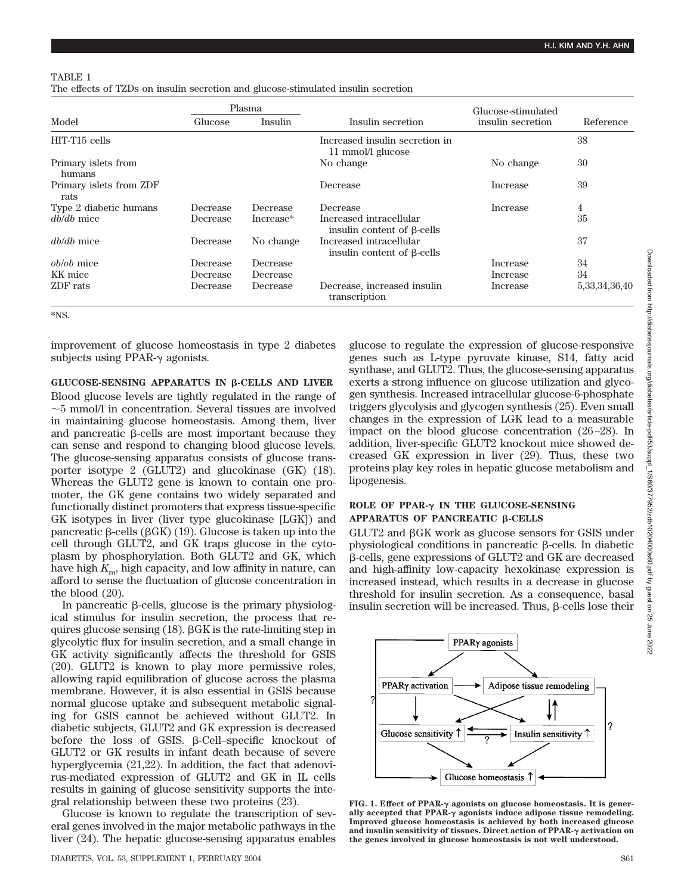TABLE 1
The effects of TZDs on insulin secretion and glucose-stimulated insulin secretion

| Model | Plasma | | Insulin secretion | Glucose-stimulated insulin secretion | Reference |
|---|---|---|---|---|---|
| | Glucose | Insulin | | | |
| HIT-T15 cells | | | Increased insulin secretion in 11 mmol/l glucose | | 38 |
| Primary islets from humans | | | No change | No change | 30 |
| Primary islets from ZDF rats | | | Decrease | Increase | 39 |
| Type 2 diabetic humans | Decrease | Decrease | Decrease | Increase | 4 |
| *db/db* mice | Decrease | Increase* | Increased intracellular insulin content of β-cells | | 35 |
| *db/db* mice | Decrease | No change | Increased intracellular insulin content of β-cells | | 37 |
| *ob/ob* mice | Decrease | Decrease | | Increase | 34 |
| KK mice | Decrease | Decrease | | Increase | 34 |
| ZDF rats | Decrease | Decrease | Decrease, increased insulin transcription | Increase | 5,33,34,36,40 |

*NS.

improvement of glucose homeostasis in type 2 diabetes subjects using PPAR-γ agonists.

## GLUCOSE-SENSING APPARATUS IN β-CELLS AND LIVER

Blood glucose levels are tightly regulated in the range of ~5 mmol/l in concentration. Several tissues are involved in maintaining glucose homeostasis. Among them, liver and pancreatic β-cells are most important because they can sense and respond to changing blood glucose levels. The glucose-sensing apparatus consists of glucose transporter isotype 2 (GLUT2) and glucokinase (GK) (18). Whereas the GLUT2 gene is known to contain one promoter, the GK gene contains two widely separated and functionally distinct promoters that express tissue-specific GK isotypes in liver (liver type glucokinase [LGK]) and pancreatic β-cells (βGK) (19). Glucose is taken up into the cell through GLUT2, and GK traps glucose in the cytoplasm by phosphorylation. Both GLUT2 and GK, which have high $K_m$, high capacity, and low affinity in nature, can afford to sense the fluctuation of glucose concentration in the blood (20).

In pancreatic β-cells, glucose is the primary physiological stimulus for insulin secretion, the process that requires glucose sensing (18). βGK is the rate-limiting step in glycolytic flux for insulin secretion, and a small change in GK activity significantly affects the threshold for GSIS (20). GLUT2 is known to play more permissive roles, allowing rapid equilibration of glucose across the plasma membrane. However, it is also essential in GSIS because normal glucose uptake and subsequent metabolic signaling for GSIS cannot be achieved without GLUT2. In diabetic subjects, GLUT2 and GK expression is decreased before the loss of GSIS. β-Cell–specific knockout of GLUT2 or GK results in infant death because of severe hyperglycemia (21,22). In addition, the fact that adenovirus-mediated expression of GLUT2 and GK in IL cells results in gaining of glucose sensitivity supports the integral relationship between these two proteins (23).

Glucose is known to regulate the transcription of several genes involved in the major metabolic pathways in the liver (24). The hepatic glucose-sensing apparatus enables glucose to regulate the expression of glucose-responsive genes such as L-type pyruvate kinase, S14, fatty acid synthase, and GLUT2. Thus, the glucose-sensing apparatus exerts a strong influence on glucose utilization and glycogen synthesis. Increased intracellular glucose-6-phosphate triggers glycolysis and glycogen synthesis (25). Even small changes in the expression of LGK lead to a measurable impact on the blood glucose concentration (26–28). In addition, liver-specific GLUT2 knockout mice showed decreased GK expression in liver (29). Thus, these two proteins play key roles in hepatic glucose metabolism and lipogenesis.

## ROLE OF PPAR-γ IN THE GLUCOSE-SENSING APPARATUS OF PANCREATIC β-CELLS

GLUT2 and βGK work as glucose sensors for GSIS under physiological conditions in pancreatic β-cells. In diabetic β-cells, gene expressions of GLUT2 and GK are decreased and high-affinity low-capacity hexokinase expression is increased instead, which results in a decrease in glucose threshold for insulin secretion. As a consequence, basal insulin secretion will be increased. Thus, β-cells lose their

**FIG. 1. Effect of PPAR-γ agonists on glucose homeostasis. It is generally accepted that PPAR-γ agonists induce adipose tissue remodeling. Improved glucose homeostasis is achieved by both increased glucose and insulin sensitivity of tissues. Direct action of PPAR-γ activation on the genes involved in glucose homeostasis is not well understood.**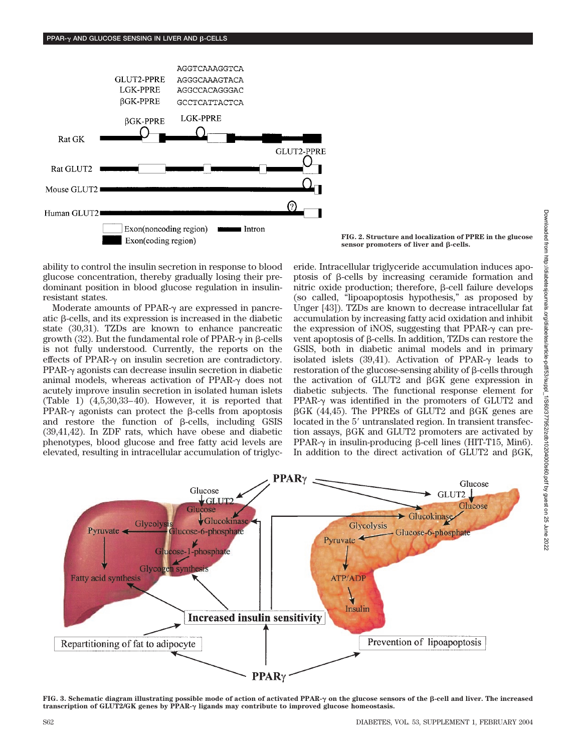FIG. 2. Structure and localization of PPRE in the glucose sensor promoters of liver and β-cells.

ability to control the insulin secretion in response to blood glucose concentration, thereby gradually losing their predominant position in blood glucose regulation in insulin-resistant states.

Moderate amounts of PPAR-γ are expressed in pancreatic β-cells, and its expression is increased in the diabetic state (30,31). TZDs are known to enhance pancreatic growth (32). But the fundamental role of PPAR-γ in β-cells is not fully understood. Currently, the reports on the effects of PPAR-γ on insulin secretion are contradictory. PPAR-γ agonists can decrease insulin secretion in diabetic animal models, whereas activation of PPAR-γ does not acutely improve insulin secretion in isolated human islets (Table 1) (4,5,30,33–40). However, it is reported that PPAR-γ agonists can protect the β-cells from apoptosis and restore the function of β-cells, including GSIS (39,41,42). In ZDF rats, which have obese and diabetic phenotypes, blood glucose and free fatty acid levels are elevated, resulting in intracellular accumulation of triglyceride. Intracellular triglyceride accumulation induces apoptosis of β-cells by increasing ceramide formation and nitric oxide production; therefore, β-cell failure develops (so called, "lipoapoptosis hypothesis," as proposed by Unger [43]). TZDs are known to decrease intracellular fat accumulation by increasing fatty acid oxidation and inhibit the expression of iNOS, suggesting that PPAR-γ can prevent apoptosis of β-cells. In addition, TZDs can restore the GSIS, both in diabetic animal models and in primary isolated islets (39,41). Activation of PPAR-γ leads to restoration of the glucose-sensing ability of β-cells through the activation of GLUT2 and βGK gene expression in diabetic subjects. The functional response element for PPAR-γ was identified in the promoters of GLUT2 and βGK (44,45). The PPREs of GLUT2 and βGK genes are located in the 5′ untranslated region. In transient transfection assays, βGK and GLUT2 promoters are activated by PPAR-γ in insulin-producing β-cell lines (HIT-T15, Min6). In addition to the direct activation of GLUT2 and βGK,

FIG. 3. Schematic diagram illustrating possible mode of action of activated PPAR-γ on the glucose sensors of the β-cell and liver. The increased transcription of GLUT2/GK genes by PPAR-γ ligands may contribute to improved glucose homeostasis.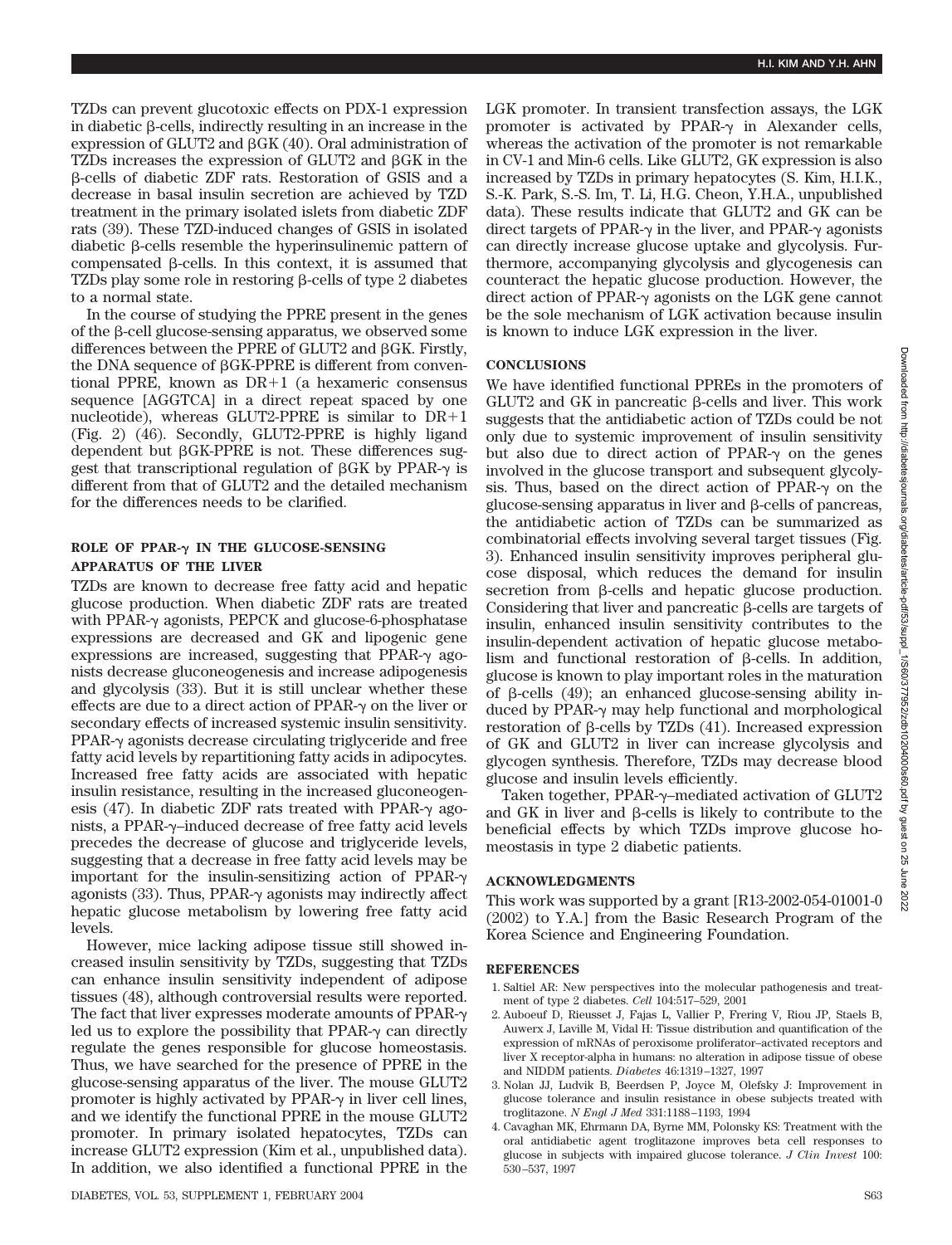TZDs can prevent glucotoxic effects on PDX-1 expression in diabetic β-cells, indirectly resulting in an increase in the expression of GLUT2 and βGK (40). Oral administration of TZDs increases the expression of GLUT2 and βGK in the β-cells of diabetic ZDF rats. Restoration of GSIS and a decrease in basal insulin secretion are achieved by TZD treatment in the primary isolated islets from diabetic ZDF rats (39). These TZD-induced changes of GSIS in isolated diabetic β-cells resemble the hyperinsulinemic pattern of compensated β-cells. In this context, it is assumed that TZDs play some role in restoring β-cells of type 2 diabetes to a normal state.

In the course of studying the PPRE present in the genes of the β-cell glucose-sensing apparatus, we observed some differences between the PPRE of GLUT2 and βGK. Firstly, the DNA sequence of βGK-PPRE is different from conventional PPRE, known as DR+1 (a hexameric consensus sequence [AGGTCA] in a direct repeat spaced by one nucleotide), whereas GLUT2-PPRE is similar to DR+1 (Fig. 2) (46). Secondly, GLUT2-PPRE is highly ligand dependent but βGK-PPRE is not. These differences suggest that transcriptional regulation of βGK by PPAR-γ is different from that of GLUT2 and the detailed mechanism for the differences needs to be clarified.

## ROLE OF PPAR-γ IN THE GLUCOSE-SENSING APPARATUS OF THE LIVER

TZDs are known to decrease free fatty acid and hepatic glucose production. When diabetic ZDF rats are treated with PPAR-γ agonists, PEPCK and glucose-6-phosphatase expressions are decreased and GK and lipogenic gene expressions are increased, suggesting that PPAR-γ agonists decrease gluconeogenesis and increase adipogenesis and glycolysis (33). But it is still unclear whether these effects are due to a direct action of PPAR-γ on the liver or secondary effects of increased systemic insulin sensitivity. PPAR-γ agonists decrease circulating triglyceride and free fatty acid levels by repartitioning fatty acids in adipocytes. Increased free fatty acids are associated with hepatic insulin resistance, resulting in the increased gluconeogenesis (47). In diabetic ZDF rats treated with PPAR-γ agonists, a PPAR-γ–induced decrease of free fatty acid levels precedes the decrease of glucose and triglyceride levels, suggesting that a decrease in free fatty acid levels may be important for the insulin-sensitizing action of PPAR-γ agonists (33). Thus, PPAR-γ agonists may indirectly affect hepatic glucose metabolism by lowering free fatty acid levels.

However, mice lacking adipose tissue still showed increased insulin sensitivity by TZDs, suggesting that TZDs can enhance insulin sensitivity independent of adipose tissues (48), although controversial results were reported. The fact that liver expresses moderate amounts of PPAR-γ led us to explore the possibility that PPAR-γ can directly regulate the genes responsible for glucose homeostasis. Thus, we have searched for the presence of PPRE in the glucose-sensing apparatus of the liver. The mouse GLUT2 promoter is highly activated by PPAR-γ in liver cell lines, and we identify the functional PPRE in the mouse GLUT2 promoter. In primary isolated hepatocytes, TZDs can increase GLUT2 expression (Kim et al., unpublished data). In addition, we also identified a functional PPRE in the LGK promoter. In transient transfection assays, the LGK promoter is activated by PPAR-γ in Alexander cells, whereas the activation of the promoter is not remarkable in CV-1 and Min-6 cells. Like GLUT2, GK expression is also increased by TZDs in primary hepatocytes (S. Kim, H.I.K., S.-K. Park, S.-S. Im, T. Li, H.G. Cheon, Y.H.A., unpublished data). These results indicate that GLUT2 and GK can be direct targets of PPAR-γ in the liver, and PPAR-γ agonists can directly increase glucose uptake and glycolysis. Furthermore, accompanying glycolysis and glycogenesis can counteract the hepatic glucose production. However, the direct action of PPAR-γ agonists on the LGK gene cannot be the sole mechanism of LGK activation because insulin is known to induce LGK expression in the liver.

## CONCLUSIONS

We have identified functional PPREs in the promoters of GLUT2 and GK in pancreatic β-cells and liver. This work suggests that the antidiabetic action of TZDs could be not only due to systemic improvement of insulin sensitivity but also due to direct action of PPAR-γ on the genes involved in the glucose transport and subsequent glycolysis. Thus, based on the direct action of PPAR-γ on the glucose-sensing apparatus in liver and β-cells of pancreas, the antidiabetic action of TZDs can be summarized as combinatorial effects involving several target tissues (Fig. 3). Enhanced insulin sensitivity improves peripheral glucose disposal, which reduces the demand for insulin secretion from β-cells and hepatic glucose production. Considering that liver and pancreatic β-cells are targets of insulin, enhanced insulin sensitivity contributes to the insulin-dependent activation of hepatic glucose metabolism and functional restoration of β-cells. In addition, glucose is known to play important roles in the maturation of β-cells (49); an enhanced glucose-sensing ability induced by PPAR-γ may help functional and morphological restoration of β-cells by TZDs (41). Increased expression of GK and GLUT2 in liver can increase glycolysis and glycogen synthesis. Therefore, TZDs may decrease blood glucose and insulin levels efficiently.

Taken together, PPAR-γ–mediated activation of GLUT2 and GK in liver and β-cells is likely to contribute to the beneficial effects by which TZDs improve glucose homeostasis in type 2 diabetic patients.

## ACKNOWLEDGMENTS

This work was supported by a grant [R13-2002-054-01001-0 (2002) to Y.A.] from the Basic Research Program of the Korea Science and Engineering Foundation.

## REFERENCES

1. Saltiel AR: New perspectives into the molecular pathogenesis and treatment of type 2 diabetes. *Cell* 104:517–529, 2001
2. Auboeuf D, Rieusset J, Fajas L, Vallier P, Frering V, Riou JP, Staels B, Auwerx J, Laville M, Vidal H: Tissue distribution and quantification of the expression of mRNAs of peroxisome proliferator–activated receptors and liver X receptor-alpha in humans: no alteration in adipose tissue of obese and NIDDM patients. *Diabetes* 46:1319–1327, 1997
3. Nolan JJ, Ludvik B, Beerdsen P, Joyce M, Olefsky J: Improvement in glucose tolerance and insulin resistance in obese subjects treated with troglitazone. *N Engl J Med* 331:1188–1193, 1994
4. Cavaghan MK, Ehrmann DA, Byrne MM, Polonsky KS: Treatment with the oral antidiabetic agent troglitazone improves beta cell responses to glucose in subjects with impaired glucose tolerance. *J Clin Invest* 100: 530–537, 1997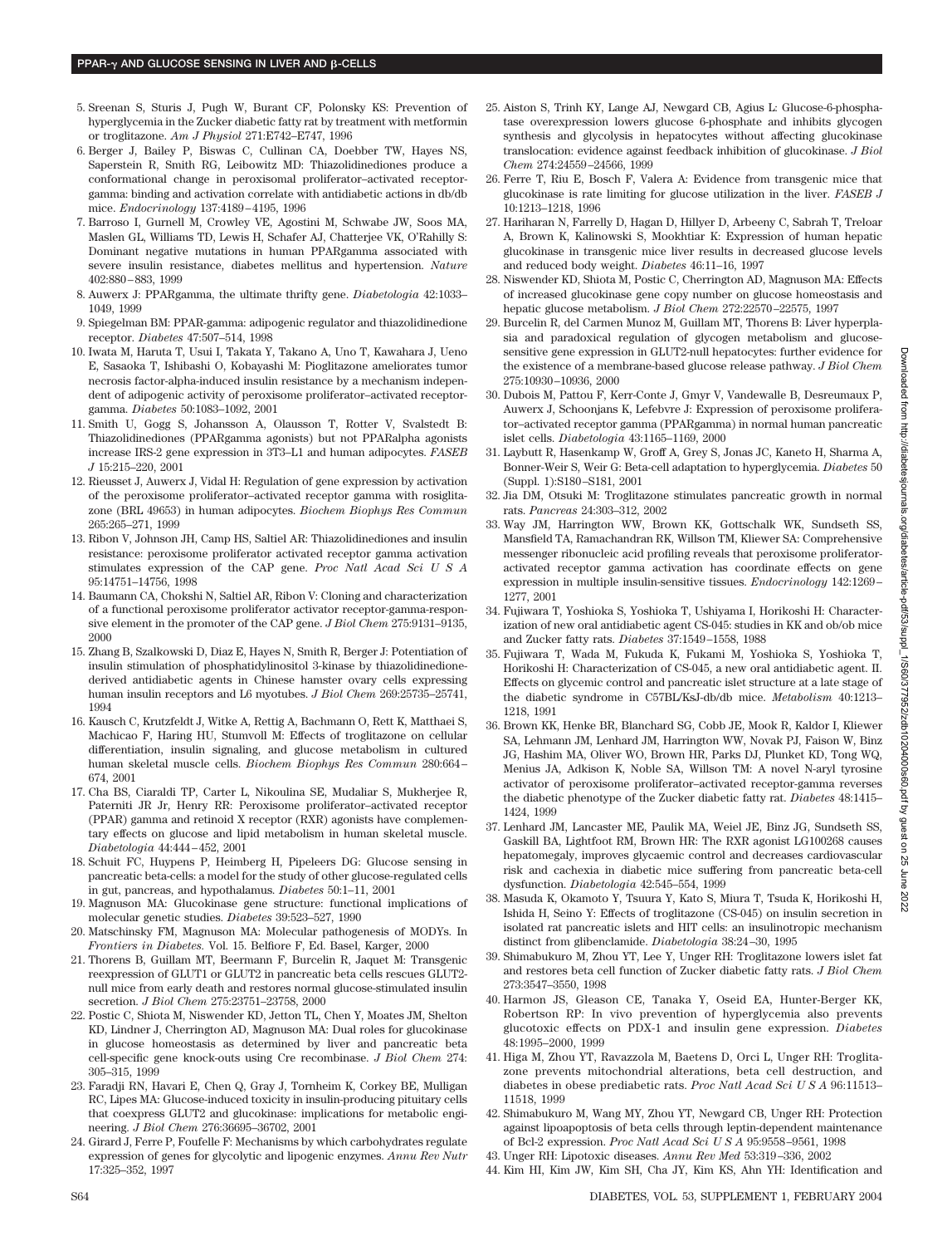5. Sreenan S, Sturis J, Pugh W, Burant CF, Polonsky KS: Prevention of hyperglycemia in the Zucker diabetic fatty rat by treatment with metformin or troglitazone. *Am J Physiol* 271:E742–E747, 1996
6. Berger J, Bailey P, Biswas C, Cullinan CA, Doebber TW, Hayes NS, Saperstein R, Smith RG, Leibowitz MD: Thiazolidinediones produce a conformational change in peroxisomal proliferator–activated receptor-gamma: binding and activation correlate with antidiabetic actions in db/db mice. *Endocrinology* 137:4189–4195, 1996
7. Barroso I, Gurnell M, Crowley VE, Agostini M, Schwabe JW, Soos MA, Maslen GL, Williams TD, Lewis H, Schafer AJ, Chatterjee VK, O'Rahilly S: Dominant negative mutations in human PPARgamma associated with severe insulin resistance, diabetes mellitus and hypertension. *Nature* 402:880–883, 1999
8. Auwerx J: PPARgamma, the ultimate thrifty gene. *Diabetologia* 42:1033–1049, 1999
9. Spiegelman BM: PPAR-gamma: adipogenic regulator and thiazolidinedione receptor. *Diabetes* 47:507–514, 1998
10. Iwata M, Haruta T, Usui I, Takata Y, Takano A, Uno T, Kawahara J, Ueno E, Sasaoka T, Ishibashi O, Kobayashi M: Pioglitazone ameliorates tumor necrosis factor-alpha-induced insulin resistance by a mechanism independent of adipogenic activity of peroxisome proliferator–activated receptor-gamma. *Diabetes* 50:1083–1092, 2001
11. Smith U, Gogg S, Johansson A, Olausson T, Rotter V, Svalstedt B: Thiazolidinediones (PPARgamma agonists) but not PPARalpha agonists increase IRS-2 gene expression in 3T3–L1 and human adipocytes. *FASEB J* 15:215–220, 2001
12. Rieusset J, Auwerx J, Vidal H: Regulation of gene expression by activation of the peroxisome proliferator–activated receptor gamma with rosiglitazone (BRL 49653) in human adipocytes. *Biochem Biophys Res Commun* 265:265–271, 1999
13. Ribon V, Johnson JH, Camp HS, Saltiel AR: Thiazolidinediones and insulin resistance: peroxisome proliferator activated receptor gamma activation stimulates expression of the CAP gene. *Proc Natl Acad Sci U S A* 95:14751–14756, 1998
14. Baumann CA, Chokshi N, Saltiel AR, Ribon V: Cloning and characterization of a functional peroxisome proliferator activator receptor-gamma-responsive element in the promoter of the CAP gene. *J Biol Chem* 275:9131–9135, 2000
15. Zhang B, Szalkowski D, Diaz E, Hayes N, Smith R, Berger J: Potentiation of insulin stimulation of phosphatidylinositol 3-kinase by thiazolidinedione-derived antidiabetic agents in Chinese hamster ovary cells expressing human insulin receptors and L6 myotubes. *J Biol Chem* 269:25735–25741, 1994
16. Kausch C, Krutzfeldt J, Witke A, Rettig A, Bachmann O, Rett K, Matthaei S, Machicao F, Haring HU, Stumvoll M: Effects of troglitazone on cellular differentiation, insulin signaling, and glucose metabolism in cultured human skeletal muscle cells. *Biochem Biophys Res Commun* 280:664–674, 2001
17. Cha BS, Ciaraldi TP, Carter L, Nikoulina SE, Mudaliar S, Mukherjee R, Paterniti JR Jr, Henry RR: Peroxisome proliferator–activated receptor (PPAR) gamma and retinoid X receptor (RXR) agonists have complementary effects on glucose and lipid metabolism in human skeletal muscle. *Diabetologia* 44:444–452, 2001
18. Schuit FC, Huypens P, Heimberg H, Pipeleers DG: Glucose sensing in pancreatic beta-cells: a model for the study of other glucose-regulated cells in gut, pancreas, and hypothalamus. *Diabetes* 50:1–11, 2001
19. Magnuson MA: Glucokinase gene structure: functional implications of molecular genetic studies. *Diabetes* 39:523–527, 1990
20. Matschinsky FM, Magnuson MA: Molecular pathogenesis of MODYs. In *Frontiers in Diabetes*. Vol. 15. Belfiore F, Ed. Basel, Karger, 2000
21. Thorens B, Guillam MT, Beermann F, Burcelin R, Jaquet M: Transgenic reexpression of GLUT1 or GLUT2 in pancreatic beta cells rescues GLUT2-null mice from early death and restores normal glucose-stimulated insulin secretion. *J Biol Chem* 275:23751–23758, 2000
22. Postic C, Shiota M, Niswender KD, Jetton TL, Chen Y, Moates JM, Shelton KD, Lindner J, Cherrington AD, Magnuson MA: Dual roles for glucokinase in glucose homeostasis as determined by liver and pancreatic beta cell-specific gene knock-outs using Cre recombinase. *J Biol Chem* 274:305–315, 1999
23. Faradji RN, Havari E, Chen Q, Gray J, Tornheim K, Corkey BE, Mulligan RC, Lipes MA: Glucose-induced toxicity in insulin-producing pituitary cells that coexpress GLUT2 and glucokinase: implications for metabolic engineering. *J Biol Chem* 276:36695–36702, 2001
24. Girard J, Ferre P, Foufelle F: Mechanisms by which carbohydrates regulate expression of genes for glycolytic and lipogenic enzymes. *Annu Rev Nutr* 17:325–352, 1997
25. Aiston S, Trinh KY, Lange AJ, Newgard CB, Agius L: Glucose-6-phosphatase overexpression lowers glucose 6-phosphate and inhibits glycogen synthesis and glycolysis in hepatocytes without affecting glucokinase translocation: evidence against feedback inhibition of glucokinase. *J Biol Chem* 274:24559–24566, 1999
26. Ferre T, Riu E, Bosch F, Valera A: Evidence from transgenic mice that glucokinase is rate limiting for glucose utilization in the liver. *FASEB J* 10:1213–1218, 1996
27. Hariharan N, Farrelly D, Hagan D, Hillyer D, Arbeeny C, Sabrah T, Treloar A, Brown K, Kalinowski S, Mookhtiar K: Expression of human hepatic glucokinase in transgenic mice liver results in decreased glucose levels and reduced body weight. *Diabetes* 46:11–16, 1997
28. Niswender KD, Shiota M, Postic C, Cherrington AD, Magnuson MA: Effects of increased glucokinase gene copy number on glucose homeostasis and hepatic glucose metabolism. *J Biol Chem* 272:22570–22575, 1997
29. Burcelin R, del Carmen Munoz M, Guillam MT, Thorens B: Liver hyperplasia and paradoxical regulation of glycogen metabolism and glucose-sensitive gene expression in GLUT2-null hepatocytes: further evidence for the existence of a membrane-based glucose release pathway. *J Biol Chem* 275:10930–10936, 2000
30. Dubois M, Pattou F, Kerr-Conte J, Gmyr V, Vandewalle B, Desreumaux P, Auwerx J, Schoonjans K, Lefebvre J: Expression of peroxisome proliferator–activated receptor gamma (PPARgamma) in normal human pancreatic islet cells. *Diabetologia* 43:1165–1169, 2000
31. Laybutt R, Hasenkamp W, Groff A, Grey S, Jonas JC, Kaneto H, Sharma A, Bonner-Weir S, Weir G: Beta-cell adaptation to hyperglycemia. *Diabetes* 50 (Suppl. 1):S180–S181, 2001
32. Jia DM, Otsuki M: Troglitazone stimulates pancreatic growth in normal rats. *Pancreas* 24:303–312, 2002
33. Way JM, Harrington WW, Brown KK, Gottschalk WK, Sundseth SS, Mansfield TA, Ramachandran RK, Willson TM, Kliewer SA: Comprehensive messenger ribonucleic acid profiling reveals that peroxisome proliferator-activated receptor gamma activation has coordinate effects on gene expression in multiple insulin-sensitive tissues. *Endocrinology* 142:1269–1277, 2001
34. Fujiwara T, Yoshioka S, Yoshioka T, Ushiyama I, Horikoshi H: Characterization of new oral antidiabetic agent CS-045: studies in KK and ob/ob mice and Zucker fatty rats. *Diabetes* 37:1549–1558, 1988
35. Fujiwara T, Wada M, Fukuda K, Fukami M, Yoshioka S, Yoshioka T, Horikoshi H: Characterization of CS-045, a new oral antidiabetic agent. II. Effects on glycemic control and pancreatic islet structure at a late stage of the diabetic syndrome in C57BL/KsJ-db/db mice. *Metabolism* 40:1213–1218, 1991
36. Brown KK, Henke BR, Blanchard SG, Cobb JE, Mook R, Kaldor I, Kliewer SA, Lehmann JM, Lenhard JM, Harrington WW, Novak PJ, Faison W, Binz JG, Hashim MA, Oliver WO, Brown HR, Parks DJ, Plunket KD, Tong WQ, Menius JA, Adkison K, Noble SA, Willson TM: A novel N-aryl tyrosine activator of peroxisome proliferator–activated receptor-gamma reverses the diabetic phenotype of the Zucker diabetic fatty rat. *Diabetes* 48:1415–1424, 1999
37. Lenhard JM, Lancaster ME, Paulik MA, Weiel JE, Binz JG, Sundseth SS, Gaskill BA, Lightfoot RM, Brown HR: The RXR agonist LG100268 causes hepatomegaly, improves glycaemic control and decreases cardiovascular risk and cachexia in diabetic mice suffering from pancreatic beta-cell dysfunction. *Diabetologia* 42:545–554, 1999
38. Masuda K, Okamoto Y, Tsuura Y, Kato S, Miura T, Tsuda K, Horikoshi H, Ishida H, Seino Y: Effects of troglitazone (CS-045) on insulin secretion in isolated rat pancreatic islets and HIT cells: an insulinotropic mechanism distinct from glibenclamide. *Diabetologia* 38:24–30, 1995
39. Shimabukuro M, Zhou YT, Lee Y, Unger RH: Troglitazone lowers islet fat and restores beta cell function of Zucker diabetic fatty rats. *J Biol Chem* 273:3547–3550, 1998
40. Harmon JS, Gleason CE, Tanaka Y, Oseid EA, Hunter-Berger KK, Robertson RP: In vivo prevention of hyperglycemia also prevents glucotoxic effects on PDX-1 and insulin gene expression. *Diabetes* 48:1995–2000, 1999
41. Higa M, Zhou YT, Ravazzola M, Baetens D, Orci L, Unger RH: Troglitazone prevents mitochondrial alterations, beta cell destruction, and diabetes in obese prediabetic rats. *Proc Natl Acad Sci U S A* 96:11513–11518, 1999
42. Shimabukuro M, Wang MY, Zhou YT, Newgard CB, Unger RH: Protection against lipoapoptosis of beta cells through leptin-dependent maintenance of Bcl-2 expression. *Proc Natl Acad Sci U S A* 95:9558–9561, 1998
43. Unger RH: Lipotoxic diseases. *Annu Rev Med* 53:319–336, 2002
44. Kim HI, Kim JW, Kim SH, Cha JY, Kim KS, Ahn YH: Identification and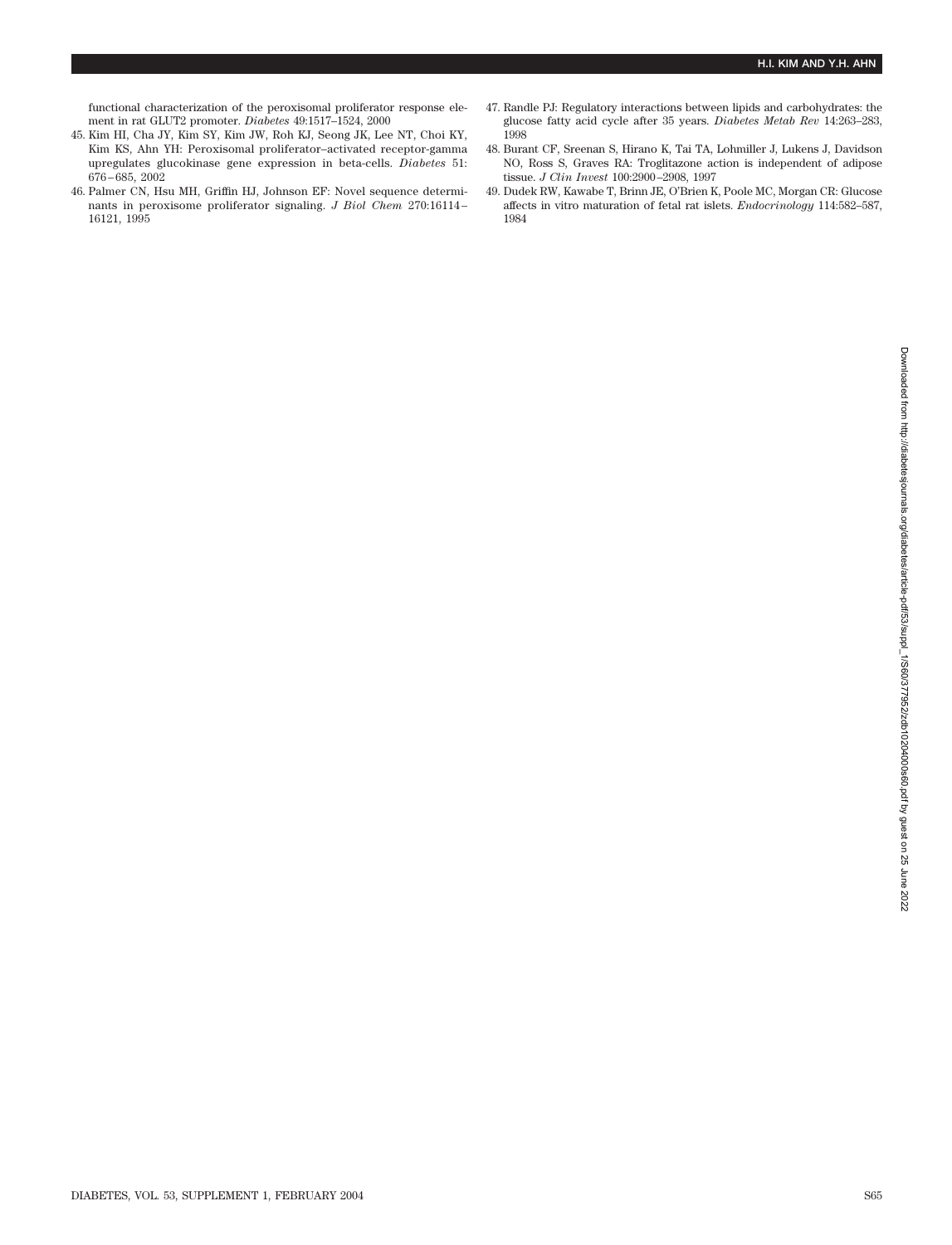functional characterization of the peroxisomal proliferator response element in rat GLUT2 promoter. *Diabetes* 49:1517–1524, 2000

45. Kim HI, Cha JY, Kim SY, Kim JW, Roh KJ, Seong JK, Lee NT, Choi KY, Kim KS, Ahn YH: Peroxisomal proliferator–activated receptor-gamma upregulates glucokinase gene expression in beta-cells. *Diabetes* 51: 676–685, 2002
46. Palmer CN, Hsu MH, Griffin HJ, Johnson EF: Novel sequence determinants in peroxisome proliferator signaling. *J Biol Chem* 270:16114–16121, 1995
47. Randle PJ: Regulatory interactions between lipids and carbohydrates: the glucose fatty acid cycle after 35 years. *Diabetes Metab Rev* 14:263–283, 1998
48. Burant CF, Sreenan S, Hirano K, Tai TA, Lohmiller J, Lukens J, Davidson NO, Ross S, Graves RA: Troglitazone action is independent of adipose tissue. *J Clin Invest* 100:2900–2908, 1997
49. Dudek RW, Kawabe T, Brinn JE, O'Brien K, Poole MC, Morgan CR: Glucose affects in vitro maturation of fetal rat islets. *Endocrinology* 114:582–587, 1984